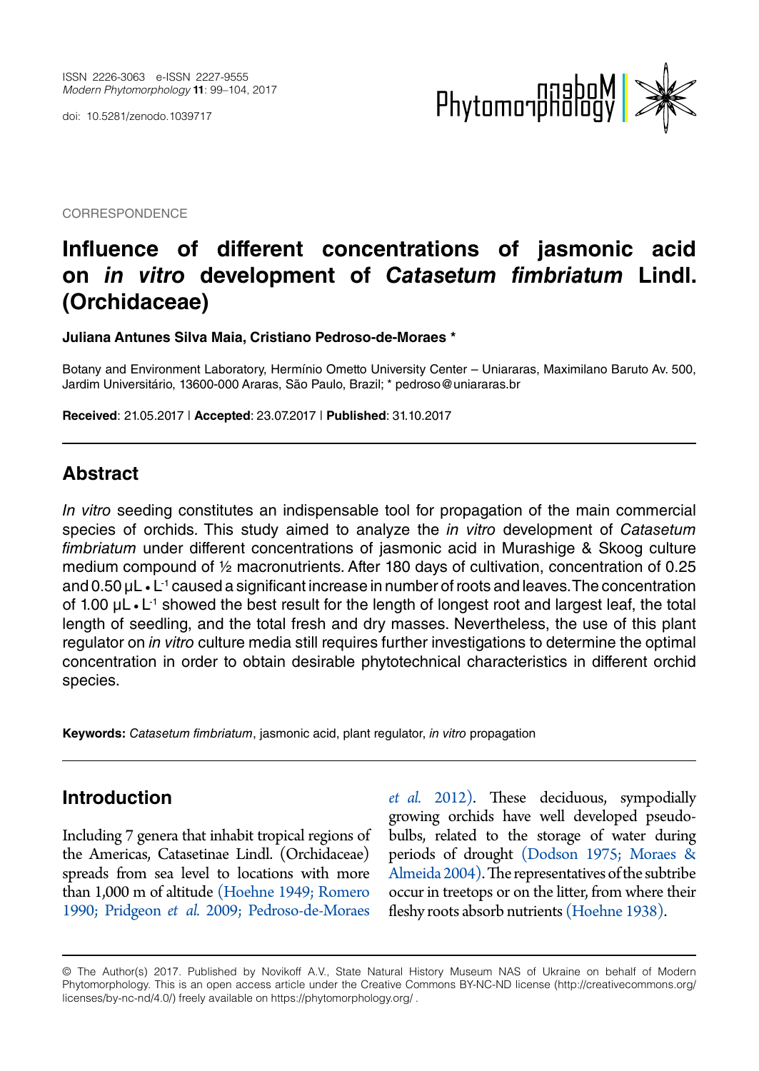ISSN 2226-3063 e-ISSN 2227-9555
*Modern Phytomorphology* **11**: 99–104, 2017

doi: 10.5281/zenodo.1039717

CORRESPONDENCE

# Influence of different concentrations of jasmonic acid on *in vitro* development of *Catasetum fimbriatum* Lindl. (Orchidaceae)

**Juliana Antunes Silva Maia, Cristiano Pedroso-de-Moraes ***

Botany and Environment Laboratory, Hermínio Ometto University Center – Uniararas, Maximilano Baruto Av. 500, Jardim Universitário, 13600-000 Araras, São Paulo, Brazil; * pedroso@uniararas.br

**Received**: 21.05.2017 | **Accepted**: 23.07.2017 | **Published**: 31.10.2017

## Abstract

*In vitro* seeding constitutes an indispensable tool for propagation of the main commercial species of orchids. This study aimed to analyze the *in vitro* development of *Catasetum fimbriatum* under different concentrations of jasmonic acid in Murashige & Skoog culture medium compound of ½ macronutrients. After 180 days of cultivation, concentration of 0.25 and 0.50 $\mu L \cdot L^{-1}$ caused a significant increase in number of roots and leaves. The concentration of 1.00 $\mu L \cdot L^{-1}$ showed the best result for the length of longest root and largest leaf, the total length of seedling, and the total fresh and dry masses. Nevertheless, the use of this plant regulator on *in vitro* culture media still requires further investigations to determine the optimal concentration in order to obtain desirable phytotechnical characteristics in different orchid species.

**Keywords:** *Catasetum fimbriatum*, jasmonic acid, plant regulator, *in vitro* propagation

## Introduction

Including 7 genera that inhabit tropical regions of the Americas, Catasetinae Lindl. (Orchidaceae) spreads from sea level to locations with more than 1,000 m of altitude (Hoehne 1949; Romero 1990; Pridgeon *et al.* 2009; Pedroso-de-Moraes *et al.* 2012). These deciduous, sympodially growing orchids have well developed pseudobulbs, related to the storage of water during periods of drought (Dodson 1975; Moraes & Almeida 2004). The representatives of the subtribe occur in treetops or on the litter, from where their fleshy roots absorb nutrients (Hoehne 1938).

© The Author(s) 2017. Published by Novikoff A.V., State Natural History Museum NAS of Ukraine on behalf of Modern Phytomorphology. This is an open access article under the Creative Commons BY-NC-ND license (http://creativecommons.org/licenses/by-nc-nd/4.0/) freely available on https://phytomorphology.org/ .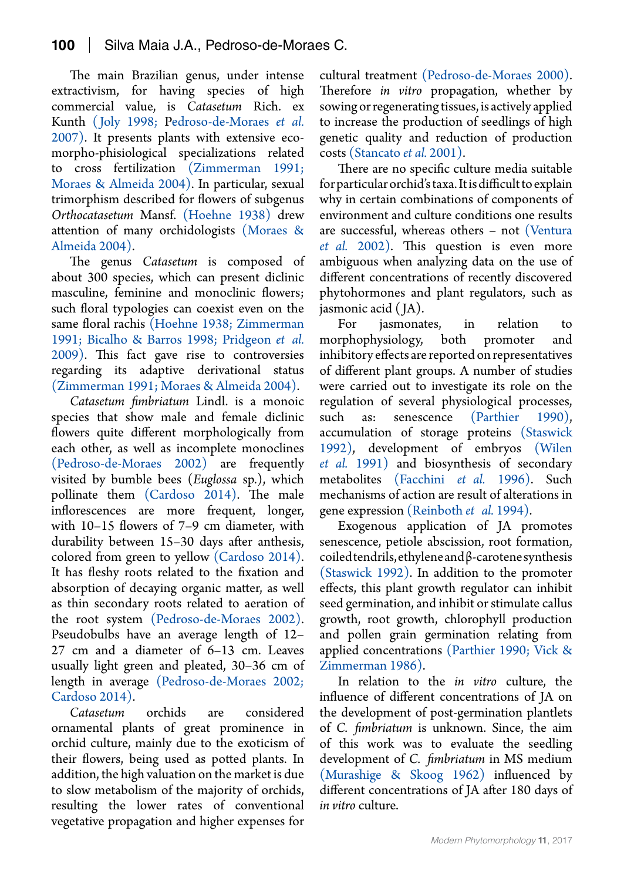The main Brazilian genus, under intense extractivism, for having species of high commercial value, is *Catasetum* Rich. ex Kunth (Joly 1998; Pedroso-de-Moraes *et al.* 2007). It presents plants with extensive eco-morpho-phisiological specializations related to cross fertilization (Zimmerman 1991; Moraes & Almeida 2004). In particular, sexual trimorphism described for flowers of subgenus *Orthocatasetum* Mansf. (Hoehne 1938) drew attention of many orchidologists (Moraes & Almeida 2004).

The genus *Catasetum* is composed of about 300 species, which can present diclinic masculine, feminine and monoclinic flowers; such floral typologies can coexist even on the same floral rachis (Hoehne 1938; Zimmerman 1991; Bicalho & Barros 1998; Pridgeon *et al.* 2009). This fact gave rise to controversies regarding its adaptive derivational status (Zimmerman 1991; Moraes & Almeida 2004).

*Catasetum fimbriatum* Lindl. is a monoic species that show male and female diclinic flowers quite different morphologically from each other, as well as incomplete monoclines (Pedroso-de-Moraes 2002) are frequently visited by bumble bees (*Euglossa* sp.), which pollinate them (Cardoso 2014). The male inflorescences are more frequent, longer, with 10–15 flowers of 7–9 cm diameter, with durability between 15–30 days after anthesis, colored from green to yellow (Cardoso 2014). It has fleshy roots related to the fixation and absorption of decaying organic matter, as well as thin secondary roots related to aeration of the root system (Pedroso-de-Moraes 2002). Pseudobulbs have an average length of 12–27 cm and a diameter of 6–13 cm. Leaves usually light green and pleated, 30–36 cm of length in average (Pedroso-de-Moraes 2002; Cardoso 2014).

*Catasetum* orchids are considered ornamental plants of great prominence in orchid culture, mainly due to the exoticism of their flowers, being used as potted plants. In addition, the high valuation on the market is due to slow metabolism of the majority of orchids, resulting the lower rates of conventional vegetative propagation and higher expenses for cultural treatment (Pedroso-de-Moraes 2000). Therefore *in vitro* propagation, whether by sowing or regenerating tissues, is actively applied to increase the production of seedlings of high genetic quality and reduction of production costs (Stancato *et al.* 2001).

There are no specific culture media suitable for particular orchid's taxa. It is difficult to explain why in certain combinations of components of environment and culture conditions one results are successful, whereas others – not (Ventura *et al.* 2002). This question is even more ambiguous when analyzing data on the use of different concentrations of recently discovered phytohormones and plant regulators, such as jasmonic acid (JA).

For jasmonates, in relation to morphophysiology, both promoter and inhibitory effects are reported on representatives of different plant groups. A number of studies were carried out to investigate its role on the regulation of several physiological processes, such as: senescence (Parthier 1990), accumulation of storage proteins (Staswick 1992), development of embryos (Wilen *et al.* 1991) and biosynthesis of secondary metabolites (Facchini *et al.* 1996). Such mechanisms of action are result of alterations in gene expression (Reinboth *et al.* 1994).

Exogenous application of JA promotes senescence, petiole abscission, root formation, coiled tendrils, ethylene and β-carotene synthesis (Staswick 1992). In addition to the promoter effects, this plant growth regulator can inhibit seed germination, and inhibit or stimulate callus growth, root growth, chlorophyll production and pollen grain germination relating from applied concentrations (Parthier 1990; Vick & Zimmerman 1986).

In relation to the *in vitro* culture, the influence of different concentrations of JA on the development of post-germination plantlets of *C. fimbriatum* is unknown. Since, the aim of this work was to evaluate the seedling development of *C. fimbriatum* in MS medium (Murashige & Skoog 1962) influenced by different concentrations of JA after 180 days of *in vitro* culture.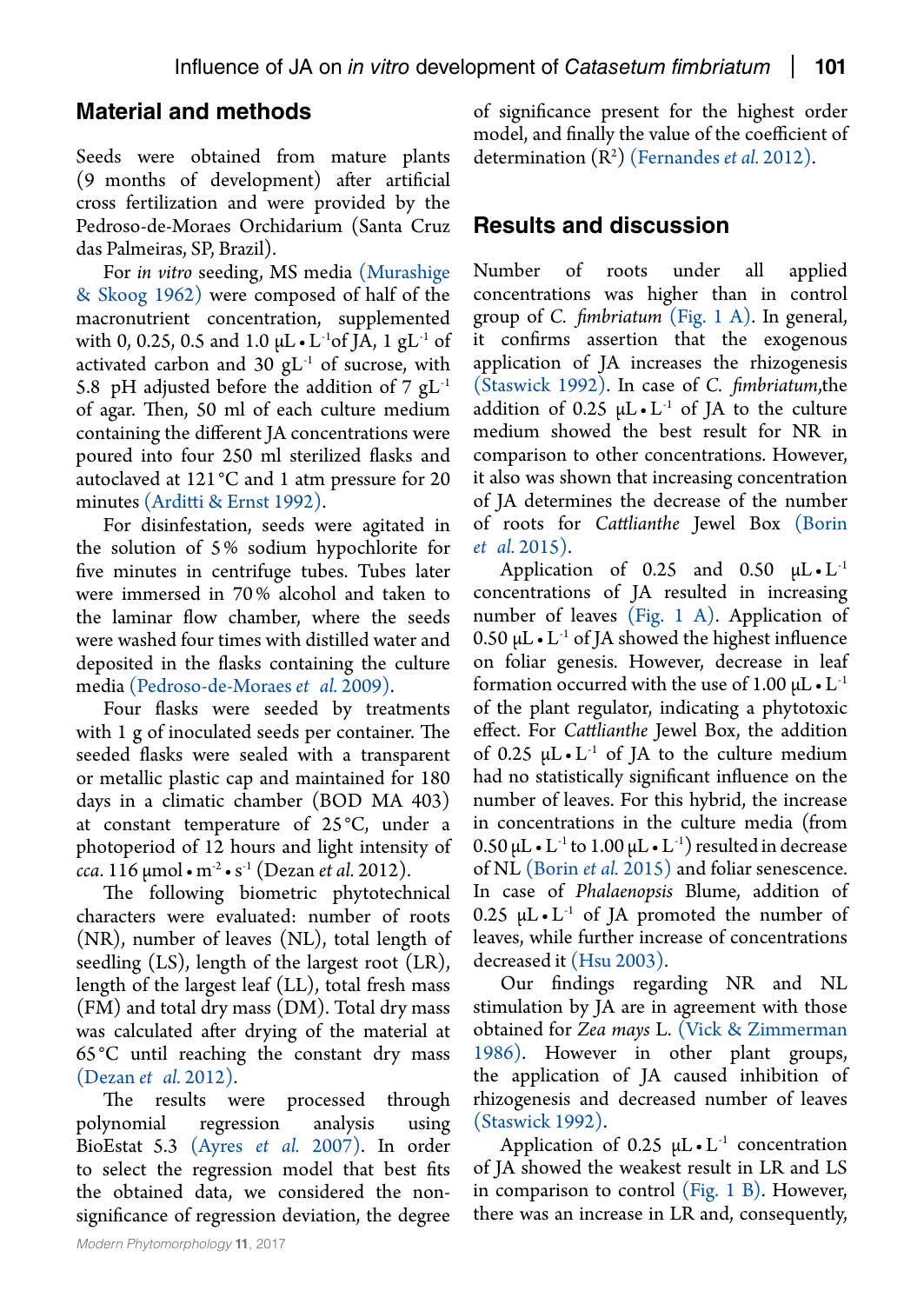## Material and methods

Seeds were obtained from mature plants (9 months of development) after artificial cross fertilization and were provided by the Pedroso-de-Moraes Orchidarium (Santa Cruz das Palmeiras, SP, Brazil).

For *in vitro* seeding, MS media (Murashige & Skoog 1962) were composed of half of the macronutrient concentration, supplemented with 0, 0.25, 0.5 and 1.0 $\mu L \cdot L^{-1}$of JA, 1 $gL^{-1}$ of activated carbon and 30 $gL^{-1}$ of sucrose, with 5.8 pH adjusted before the addition of 7 $gL^{-1}$ of agar. Then, 50 ml of each culture medium containing the different JA concentrations were poured into four 250 ml sterilized flasks and autoclaved at 121 °C and 1 atm pressure for 20 minutes (Arditti & Ernst 1992).

For disinfestation, seeds were agitated in the solution of 5% sodium hypochlorite for five minutes in centrifuge tubes. Tubes later were immersed in 70% alcohol and taken to the laminar flow chamber, where the seeds were washed four times with distilled water and deposited in the flasks containing the culture media (Pedroso-de-Moraes *et al.* 2009).

Four flasks were seeded by treatments with 1 g of inoculated seeds per container. The seeded flasks were sealed with a transparent or metallic plastic cap and maintained for 180 days in a climatic chamber (BOD MA 403) at constant temperature of 25 °C, under a photoperiod of 12 hours and light intensity of *cca*. 116 $\mu mol \cdot m^{-2} \cdot s^{-1}$ (Dezan *et al.* 2012).

The following biometric phytotechnical characters were evaluated: number of roots (NR), number of leaves (NL), total length of seedling (LS), length of the largest root (LR), length of the largest leaf (LL), total fresh mass (FM) and total dry mass (DM). Total dry mass was calculated after drying of the material at 65 °C until reaching the constant dry mass (Dezan *et al.* 2012).

The results were processed through polynomial regression analysis using BioEstat 5.3 (Ayres *et al.* 2007). In order to select the regression model that best fits the obtained data, we considered the non-significance of regression deviation, the degree of significance present for the highest order model, and finally the value of the coefficient of determination ($R^2$) (Fernandes *et al.* 2012).

## Results and discussion

Number of roots under all applied concentrations was higher than in control group of *C. fimbriatum* (Fig. 1 A). In general, it confirms assertion that the exogenous application of JA increases the rhizogenesis (Staswick 1992). In case of *C. fimbriatum*,the addition of 0.25 $\mu L \cdot L^{-1}$ of JA to the culture medium showed the best result for NR in comparison to other concentrations. However, it also was shown that increasing concentration of JA determines the decrease of the number of roots for *Cattlianthe* Jewel Box (Borin *et al.* 2015).

Application of 0.25 and 0.50 $\mu L \cdot L^{-1}$ concentrations of JA resulted in increasing number of leaves (Fig. 1 A). Application of 0.50 $\mu L \cdot L^{-1}$ of JA showed the highest influence on foliar genesis. However, decrease in leaf formation occurred with the use of 1.00 $\mu L \cdot L^{-1}$ of the plant regulator, indicating a phytotoxic effect. For *Cattlianthe* Jewel Box, the addition of 0.25 $\mu L \cdot L^{-1}$ of JA to the culture medium had no statistically significant influence on the number of leaves. For this hybrid, the increase in concentrations in the culture media (from 0.50 $\mu L \cdot L^{-1}$ to 1.00 $\mu L \cdot L^{-1}$) resulted in decrease of NL (Borin *et al.* 2015) and foliar senescence. In case of *Phalaenopsis* Blume, addition of 0.25 $\mu L \cdot L^{-1}$ of JA promoted the number of leaves, while further increase of concentrations decreased it (Hsu 2003).

Our findings regarding NR and NL stimulation by JA are in agreement with those obtained for *Zea mays* L. (Vick & Zimmerman 1986). However in other plant groups, the application of JA caused inhibition of rhizogenesis and decreased number of leaves (Staswick 1992).

Application of 0.25 $\mu L \cdot L^{-1}$ concentration of JA showed the weakest result in LR and LS in comparison to control (Fig. 1 B). However, there was an increase in LR and, consequently,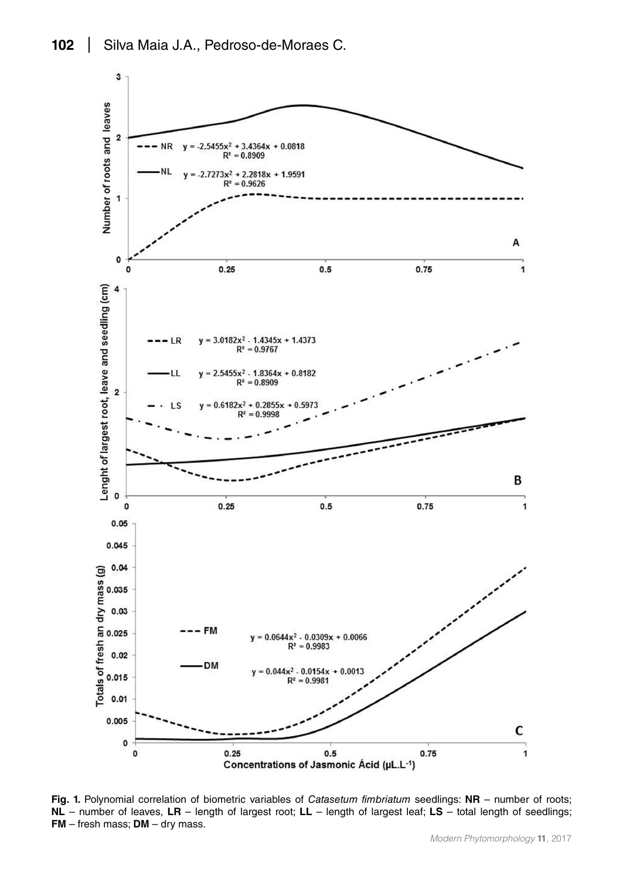3

2

1

0

Number of roots and leaves

NR $y = -2.5455x^2 + 3.4364x + 0.0818$
$R^2 = 0.8909$

NL $y = -2.7273x^2 + 2.2818x + 1.9591$
$R^2 = 0.9626$

A

0 0.25 0.5 0.75 1

4

2

0

Lenght of largest root, leave and seedling (cm)

LR $y = 3.0182x^2 - 1.4345x + 1.4373$
$R^2 = 0.9767$

LL $y = 2.5455x^2 - 1.8364x + 0.8182$
$R^2 = 0.8909$

LS $y = 0.6182x^2 + 0.2855x + 0.5973$
$R^2 = 0.9998$

B

0 0.25 0.5 0.75 1

0.05

0.045

0.04

0.035

0.03

0.025

0.02

0.015

0.01

0.005

0

Totals of fresh an dry mass (g)

FM $y = 0.0644x^2 - 0.0309x + 0.0066$
$R^2 = 0.9983$

DM $y = 0.044x^2 - 0.0154x + 0.0013$
$R^2 = 0.9981$

C

0 0.25 0.5 0.75 1

Concentrations of Jasmonic Ácid (µL.L⁻¹)

**Fig. 1.** Polynomial correlation of biometric variables of *Catasetum fimbriatum* seedlings: **NR** – number of roots; **NL** – number of leaves, **LR** – length of largest root; **LL** – length of largest leaf; **LS** – total length of seedlings; **FM** – fresh mass; **DM** – dry mass.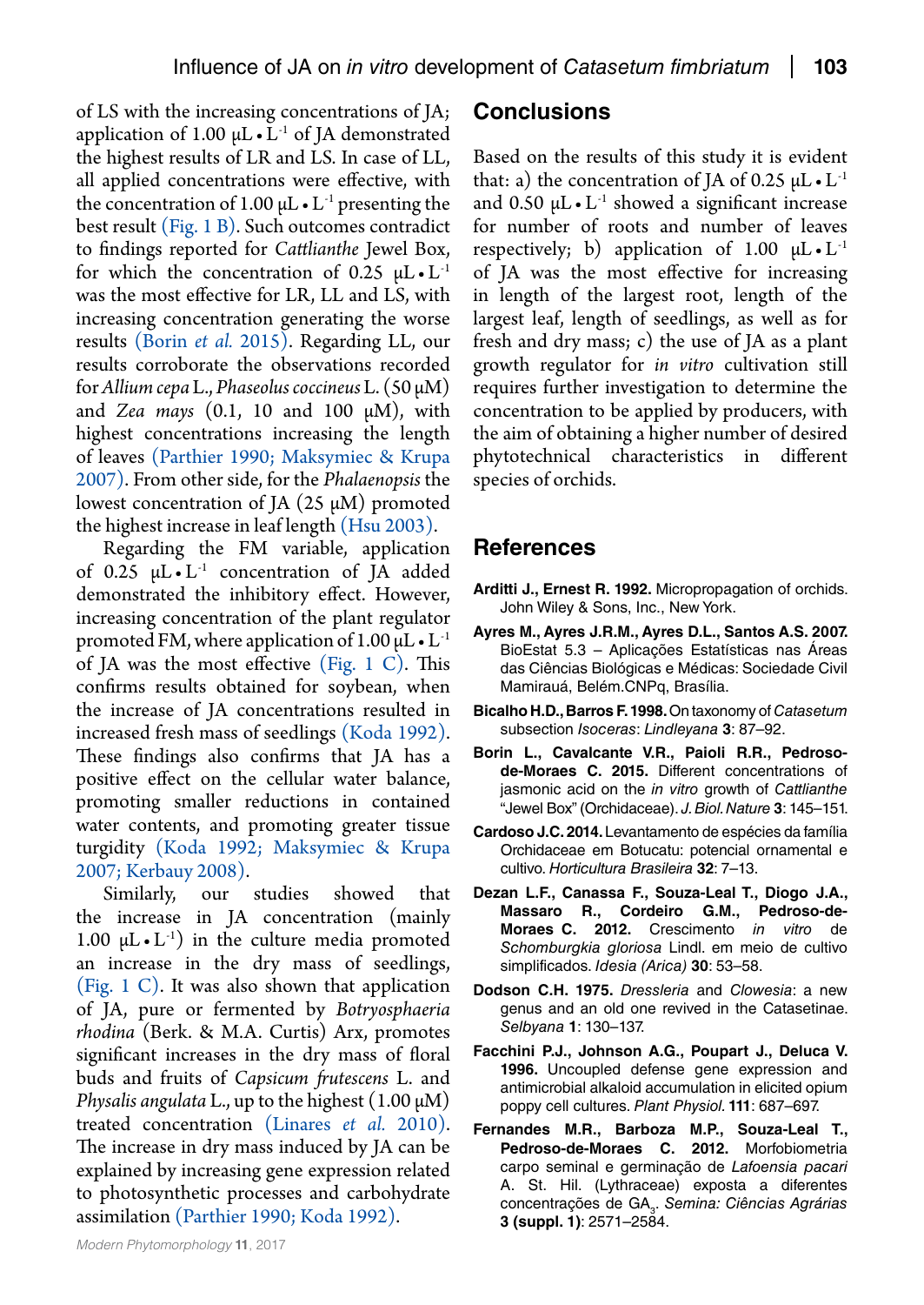of LS with the increasing concentrations of JA; application of 1.00 μL • L$^{-1}$ of JA demonstrated the highest results of LR and LS. In case of LL, all applied concentrations were effective, with the concentration of 1.00 μL • L$^{-1}$ presenting the best result (Fig. 1 B). Such outcomes contradict to findings reported for *Cattlianthe* Jewel Box, for which the concentration of 0.25 μL • L$^{-1}$ was the most effective for LR, LL and LS, with increasing concentration generating the worse results (Borin *et al.* 2015). Regarding LL, our results corroborate the observations recorded for *Allium cepa* L., *Phaseolus coccineus* L. (50 μM) and *Zea mays* (0.1, 10 and 100 μM), with highest concentrations increasing the length of leaves (Parthier 1990; Maksymiec & Krupa 2007). From other side, for the *Phalaenopsis* the lowest concentration of JA (25 μM) promoted the highest increase in leaf length (Hsu 2003).

Regarding the FM variable, application of 0.25 μL • L$^{-1}$ concentration of JA added demonstrated the inhibitory effect. However, increasing concentration of the plant regulator promoted FM, where application of 1.00 μL • L$^{-1}$ of JA was the most effective (Fig. 1 C). This confirms results obtained for soybean, when the increase of JA concentrations resulted in increased fresh mass of seedlings (Koda 1992). These findings also confirms that JA has a positive effect on the cellular water balance, promoting smaller reductions in contained water contents, and promoting greater tissue turgidity (Koda 1992; Maksymiec & Krupa 2007; Kerbauy 2008).

Similarly, our studies showed that the increase in JA concentration (mainly 1.00 μL • L$^{-1}$) in the culture media promoted an increase in the dry mass of seedlings, (Fig. 1 C). It was also shown that application of JA, pure or fermented by *Botryosphaeria rhodina* (Berk. & M.A. Curtis) Arx, promotes significant increases in the dry mass of floral buds and fruits of *Capsicum frutescens* L. and *Physalis angulata* L., up to the highest (1.00 μM) treated concentration (Linares *et al.* 2010). The increase in dry mass induced by JA can be explained by increasing gene expression related to photosynthetic processes and carbohydrate assimilation (Parthier 1990; Koda 1992).

## Conclusions

Based on the results of this study it is evident that: a) the concentration of JA of 0.25 μL • L$^{-1}$ and 0.50 μL • L$^{-1}$ showed a significant increase for number of roots and number of leaves respectively; b) application of 1.00 μL • L$^{-1}$ of JA was the most effective for increasing in length of the largest root, length of the largest leaf, length of seedlings, as well as for fresh and dry mass; c) the use of JA as a plant growth regulator for *in vitro* cultivation still requires further investigation to determine the concentration to be applied by producers, with the aim of obtaining a higher number of desired phytotechnical characteristics in different species of orchids.

## References

**Arditti J., Ernest R. 1992.** Micropropagation of orchids. John Wiley & Sons, Inc., New York.

**Ayres M., Ayres J.R.M., Ayres D.L., Santos A.S. 2007.** BioEstat 5.3 – Aplicações Estatísticas nas Áreas das Ciências Biológicas e Médicas: Sociedade Civil Mamirauá, Belém.CNPq, Brasília.

**Bicalho H.D., Barros F. 1998.** On taxonomy of *Catasetum* subsection *Isoceras*: *Lindleyana* **3**: 87–92.

**Borin L., Cavalcante V.R., Paioli R.R., Pedroso-de-Moraes C. 2015.** Different concentrations of jasmonic acid on the *in vitro* growth of *Cattlianthe* "Jewel Box" (Orchidaceae). *J. Biol. Nature* **3**: 145–151.

**Cardoso J.C. 2014.** Levantamento de espécies da família Orchidaceae em Botucatu: potencial ornamental e cultivo. *Horticultura Brasileira* **32**: 7–13.

**Dezan L.F., Canassa F., Souza-Leal T., Diogo J.A., Massaro R., Cordeiro G.M., Pedroso-de-Moraes C. 2012.** Crescimento *in vitro* de *Schomburgkia gloriosa* Lindl. em meio de cultivo simplificados. *Idesia (Arica)* **30**: 53–58.

**Dodson C.H. 1975.** *Dressleria* and *Clowesia*: a new genus and an old one revived in the Catasetinae. *Selbyana* **1**: 130–137.

**Facchini P.J., Johnson A.G., Poupart J., Deluca V. 1996.** Uncoupled defense gene expression and antimicrobial alkaloid accumulation in elicited opium poppy cell cultures. *Plant Physiol.* **111**: 687–697.

**Fernandes M.R., Barboza M.P., Souza-Leal T., Pedroso-de-Moraes C. 2012.** Morfobiometria carpo seminal e germinação de *Lafoensia pacari* A. St. Hil. (Lythraceae) exposta a diferentes concentrações de $GA_3$. *Semina: Ciências Agrárias* **3 (suppl. 1)**: 2571–2584.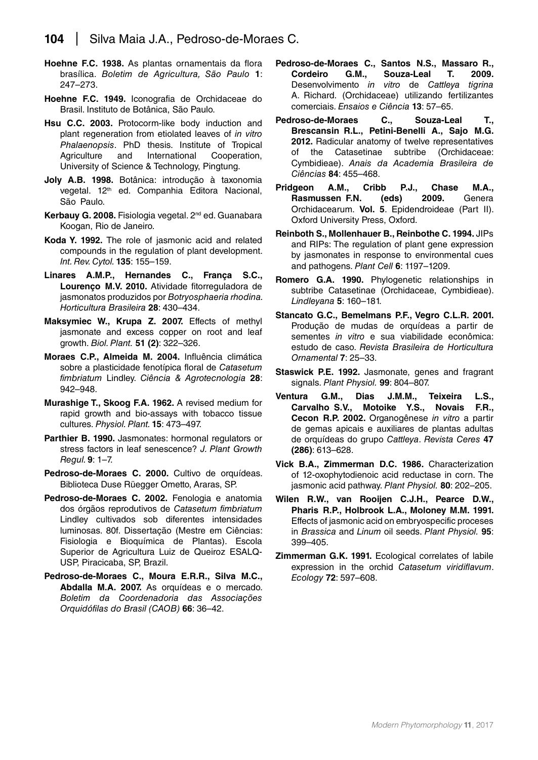**Hoehne F.C. 1938.** As plantas ornamentais da flora brasílica. *Boletim de Agricultura, São Paulo* **1**: 247–273.

**Hoehne F.C. 1949.** Iconografia de Orchidaceae do Brasil. Instituto de Botânica, São Paulo.

**Hsu C.C. 2003.** Protocorm-like body induction and plant regeneration from etiolated leaves of *in vitro Phalaenopsis*. PhD thesis. Institute of Tropical Agriculture and International Cooperation, University of Science & Technology, Pingtung.

**Joly A.B. 1998.** Botânica: introdução à taxonomia vegetal. 12th ed. Companhia Editora Nacional, São Paulo.

**Kerbauy G. 2008.** Fisiologia vegetal. 2nd ed. Guanabara Koogan, Rio de Janeiro.

**Koda Y. 1992.** The role of jasmonic acid and related compounds in the regulation of plant development. *Int. Rev. Cytol.* **135**: 155–159.

**Linares A.M.P., Hernandes C., França S.C., Lourenço M.V. 2010.** Atividade fitorreguladora de jasmonatos produzidos por *Botryosphaeria rhodina. Horticultura Brasileira* **28**: 430–434.

**Maksymiec W., Krupa Z. 2007.** Effects of methyl jasmonate and excess copper on root and leaf growth. *Biol. Plant.* **51 (2)**: 322–326.

**Moraes C.P., Almeida M. 2004.** Influência climática sobre a plasticidade fenotípica floral de *Catasetum fimbriatum* Lindley. *Ciência & Agrotecnologia* **28**: 942–948.

**Murashige T., Skoog F.A. 1962.** A revised medium for rapid growth and bio-assays with tobacco tissue cultures. *Physiol. Plant.* **15**: 473–497.

**Parthier B. 1990.** Jasmonates: hormonal regulators or stress factors in leaf senescence? *J. Plant Growth Regul.* **9**: 1–7.

**Pedroso-de-Moraes C. 2000.** Cultivo de orquídeas. Biblioteca Duse Rüegger Ometto, Araras, SP.

**Pedroso-de-Moraes C. 2002.** Fenologia e anatomia dos órgãos reprodutivos de *Catasetum fimbriatum* Lindley cultivados sob diferentes intensidades luminosas. 80f. Dissertação (Mestre em Ciências: Fisiologia e Bioquímica de Plantas). Escola Superior de Agricultura Luiz de Queiroz ESALQ-USP, Piracicaba, SP, Brazil.

**Pedroso-de-Moraes C., Moura E.R.R., Silva M.C., Abdalla M.A. 2007.** As orquídeas e o mercado. *Boletim da Coordenadoria das Associações Orquidófilas do Brasil (CAOB)* **66**: 36–42.

**Pedroso-de-Moraes C., Santos N.S., Massaro R., Cordeiro G.M., Souza-Leal T. 2009.** Desenvolvimento *in vitro* de *Cattleya tigrina* A. Richard. (Orchidaceae) utilizando fertilizantes comerciais. *Ensaios e Ciência* **13**: 57–65.

**Pedroso-de-Moraes C., Souza-Leal T., Brescansin R.L., Petini-Benelli A., Sajo M.G. 2012.** Radicular anatomy of twelve representatives of the Catasetinae subtribe (Orchidaceae: Cymbidieae). *Anais da Academia Brasileira de Ciências* **84**: 455–468.

**Pridgeon A.M., Cribb P.J., Chase M.A., Rasmussen F.N. (eds) 2009.** Genera Orchidacearum. **Vol. 5**. Epidendroideae (Part II). Oxford University Press, Oxford.

**Reinboth S., Mollenhauer B., Reinbothe C. 1994.** JIPs and RIPs: The regulation of plant gene expression by jasmonates in response to environmental cues and pathogens. *Plant Cell* **6**: 1197–1209.

**Romero G.A. 1990.** Phylogenetic relationships in subtribe Catasetinae (Orchidaceae, Cymbidieae). *Lindleyana* **5**: 160–181.

**Stancato G.C., Bemelmans P.F., Vegro C.L.R. 2001.** Produção de mudas de orquídeas a partir de sementes *in vitro* e sua viabilidade econômica: estudo de caso. *Revista Brasileira de Horticultura Ornamental* **7**: 25–33.

**Staswick P.E. 1992.** Jasmonate, genes and fragrant signals. *Plant Physiol.* **99**: 804–807.

**Ventura G.M., Dias J.M.M., Teixeira L.S., Carvalho S.V., Motoike Y.S., Novais F.R., Cecon R.P. 2002.** Organogênese *in vitro* a partir de gemas apicais e auxiliares de plantas adultas de orquídeas do grupo *Cattleya*. *Revista Ceres* **47 (286)**: 613–628.

**Vick B.A., Zimmerman D.C. 1986.** Characterization of 12-oxophytodienoic acid reductase in corn. The jasmonic acid pathway. *Plant Physiol.* **80**: 202–205.

**Wilen R.W., van Rooijen C.J.H., Pearce D.W., Pharis R.P., Holbrook L.A., Moloney M.M. 1991.** Effects of jasmonic acid on embryospecific proceses in *Brassica* and *Linum* oil seeds. *Plant Physiol.* **95**: 399–405.

**Zimmerman G.K. 1991.** Ecological correlates of labile expression in the orchid *Catasetum viridiflavum*. *Ecology* **72**: 597–608.